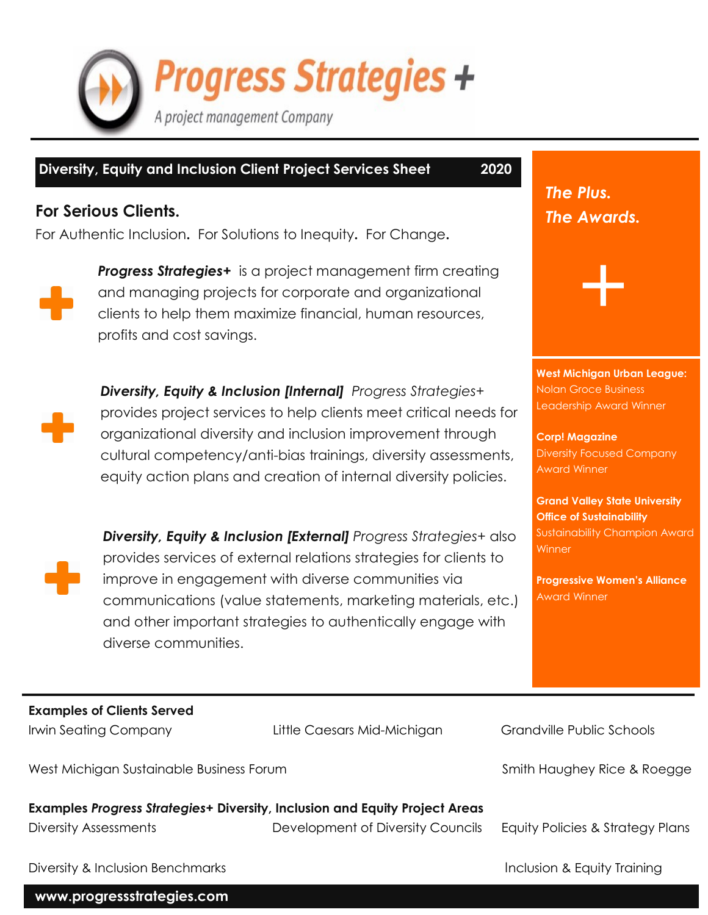# Progress Strategies +

*A project management Company*

**Diversity, Equity and Inclusion Client Project Services Sheet 2020**

## For Serious Clients.

For Authentic Inclusion. For Solutions to Inequity. For Change.

***Progress Strategies+*** is a project management firm creating and managing projects for corporate and organizational clients to help them maximize financial, human resources, profits and cost savings.

***Diversity, Equity & Inclusion [Internal]*** *Progress Strategies+* provides project services to help clients meet critical needs for organizational diversity and inclusion improvement through cultural competency/anti-bias trainings, diversity assessments, equity action plans and creation of internal diversity policies.

***Diversity, Equity & Inclusion [External]*** *Progress Strategies+* also provides services of external relations strategies for clients to improve in engagement with diverse communities via communications (value statements, marketing materials, etc.) and other important strategies to authentically engage with diverse communities.

***The Plus.***
***The Awards.***

**West Michigan Urban League:** Nolan Groce Business Leadership Award Winner

**Corp! Magazine** Diversity Focused Company Award Winner

**Grand Valley State University Office of Sustainability** Sustainability Champion Award Winner

**Progressive Women's Alliance** Award Winner

**Examples of Clients Served**

- Irwin Seating Company
- Little Caesars Mid-Michigan
- Grandville Public Schools
- West Michigan Sustainable Business Forum
- Smith Haughey Rice & Roegge

**Examples *Progress Strategies+* Diversity, Inclusion and Equity Project Areas**

- Diversity Assessments
- Development of Diversity Councils
- Equity Policies & Strategy Plans
- Diversity & Inclusion Benchmarks
- Inclusion & Equity Training

**www.progressstrategies.com**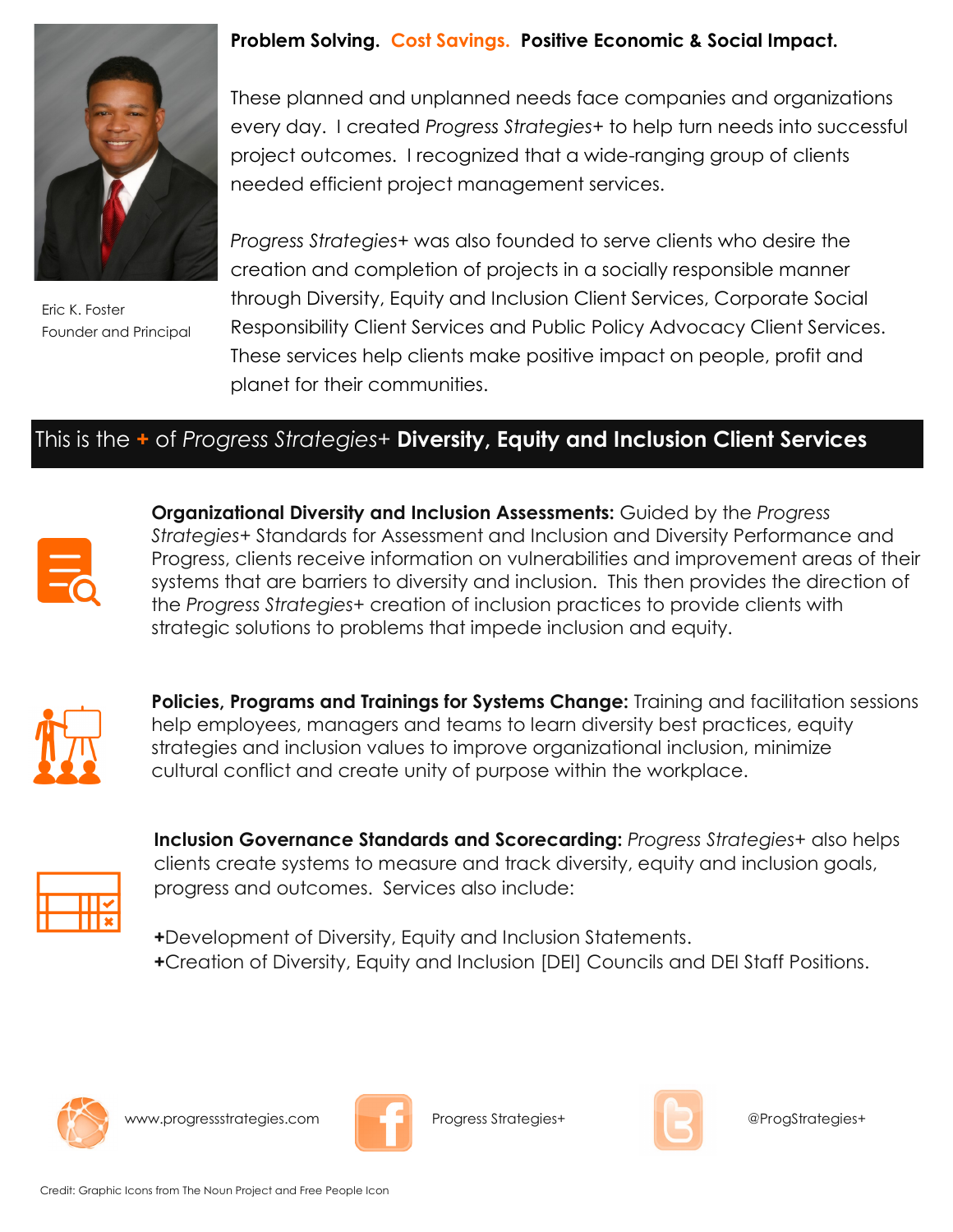**Problem Solving. Cost Savings. Positive Economic & Social Impact.**

These planned and unplanned needs face companies and organizations every day. I created *Progress Strategies+* to help turn needs into successful project outcomes. I recognized that a wide-ranging group of clients needed efficient project management services.

*Progress Strategies+* was also founded to serve clients who desire the creation and completion of projects in a socially responsible manner through Diversity, Equity and Inclusion Client Services, Corporate Social Responsibility Client Services and Public Policy Advocacy Client Services. These services help clients make positive impact on people, profit and planet for their communities.

Eric K. Foster
Founder and Principal

## This is the + of *Progress Strategies+* **Diversity, Equity and Inclusion Client Services**

**Organizational Diversity and Inclusion Assessments:** Guided by the *Progress Strategies+* Standards for Assessment and Inclusion and Diversity Performance and Progress, clients receive information on vulnerabilities and improvement areas of their systems that are barriers to diversity and inclusion. This then provides the direction of the *Progress Strategies+* creation of inclusion practices to provide clients with strategic solutions to problems that impede inclusion and equity.

**Policies, Programs and Trainings for Systems Change:** Training and facilitation sessions help employees, managers and teams to learn diversity best practices, equity strategies and inclusion values to improve organizational inclusion, minimize cultural conflict and create unity of purpose within the workplace.

**Inclusion Governance Standards and Scorecarding:** *Progress Strategies+* also helps clients create systems to measure and track diversity, equity and inclusion goals, progress and outcomes. Services also include:

**+**Development of Diversity, Equity and Inclusion Statements.
**+**Creation of Diversity, Equity and Inclusion [DEI] Councils and DEI Staff Positions.

www.progressstrategies.com

Progress Strategies+

@ProgStrategies+

Credit: Graphic Icons from The Noun Project and Free People Icon